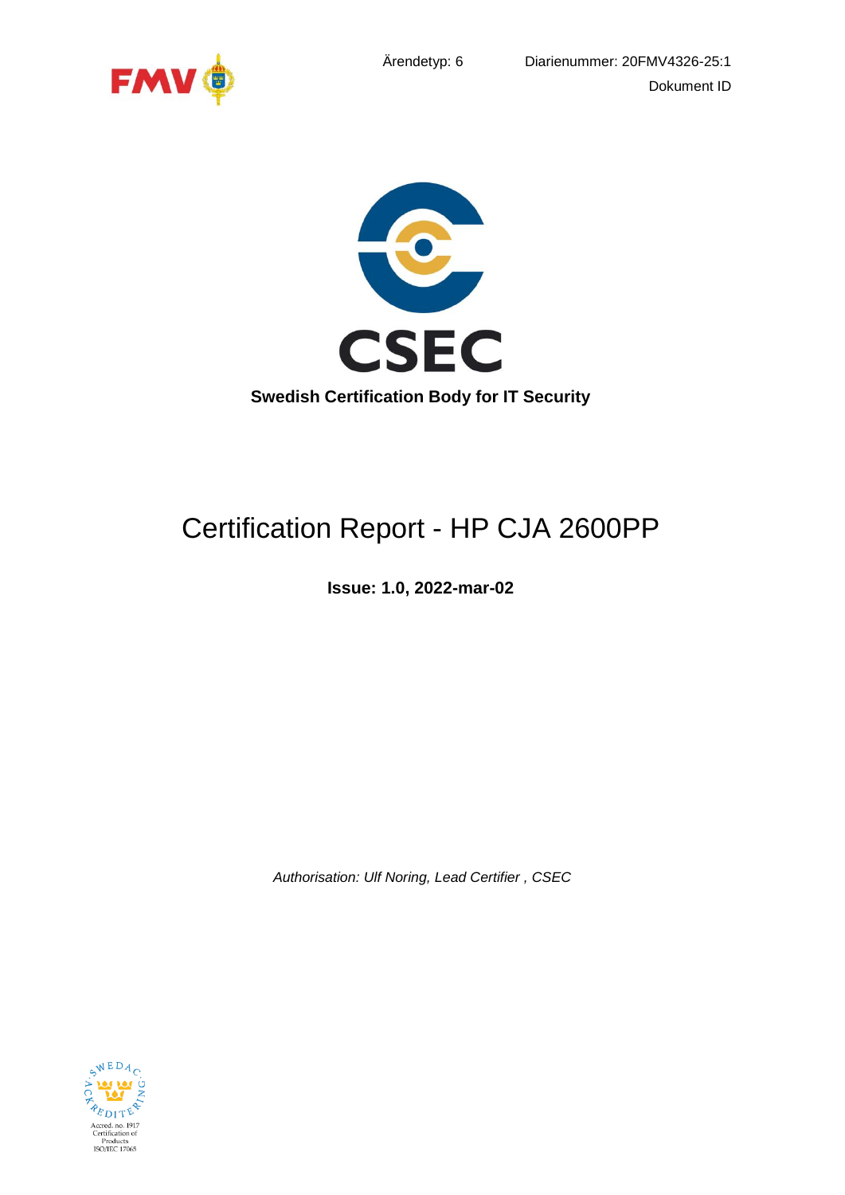Ärendetyp: 6

Diarienummer: 20FMV4326-25:1

Dokument ID

**Swedish Certification Body for IT Security**

# Certification Report - HP CJA 2600PP

**Issue: 1.0, 2022-mar-02**

*Authorisation: Ulf Noring, Lead Certifier , CSEC*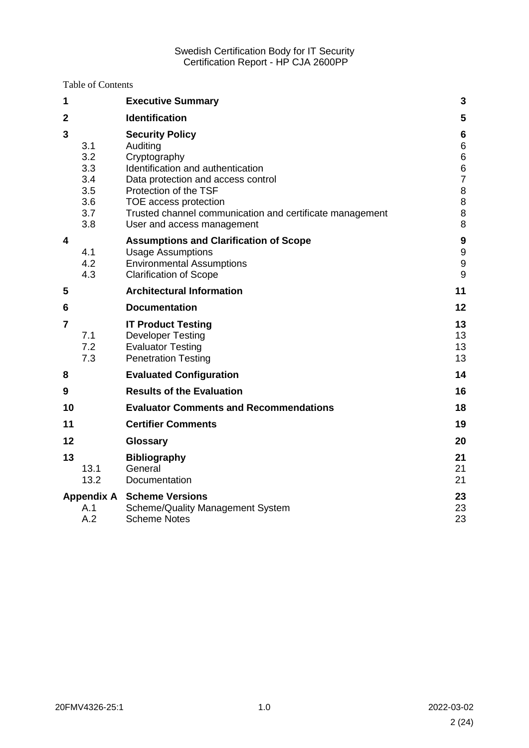Table of Contents

| | | | |
|---|---|---|---|
| **1** | | **Executive Summary** | **3** |
| **2** | | **Identification** | **5** |
| **3** | | **Security Policy** | **6** |
| | 3.1 | Auditing | 6 |
| | 3.2 | Cryptography | 6 |
| | 3.3 | Identification and authentication | 6 |
| | 3.4 | Data protection and access control | 7 |
| | 3.5 | Protection of the TSF | 8 |
| | 3.6 | TOE access protection | 8 |
| | 3.7 | Trusted channel communication and certificate management | 8 |
| | 3.8 | User and access management | 8 |
| **4** | | **Assumptions and Clarification of Scope** | **9** |
| | 4.1 | Usage Assumptions | 9 |
| | 4.2 | Environmental Assumptions | 9 |
| | 4.3 | Clarification of Scope | 9 |
| **5** | | **Architectural Information** | **11** |
| **6** | | **Documentation** | **12** |
| **7** | | **IT Product Testing** | **13** |
| | 7.1 | Developer Testing | 13 |
| | 7.2 | Evaluator Testing | 13 |
| | 7.3 | Penetration Testing | 13 |
| **8** | | **Evaluated Configuration** | **14** |
| **9** | | **Results of the Evaluation** | **16** |
| **10** | | **Evaluator Comments and Recommendations** | **18** |
| **11** | | **Certifier Comments** | **19** |
| **12** | | **Glossary** | **20** |
| **13** | | **Bibliography** | **21** |
| | 13.1 | General | 21 |
| | 13.2 | Documentation | 21 |
| **Appendix A** | | **Scheme Versions** | **23** |
| | A.1 | Scheme/Quality Management System | 23 |
| | A.2 | Scheme Notes | 23 |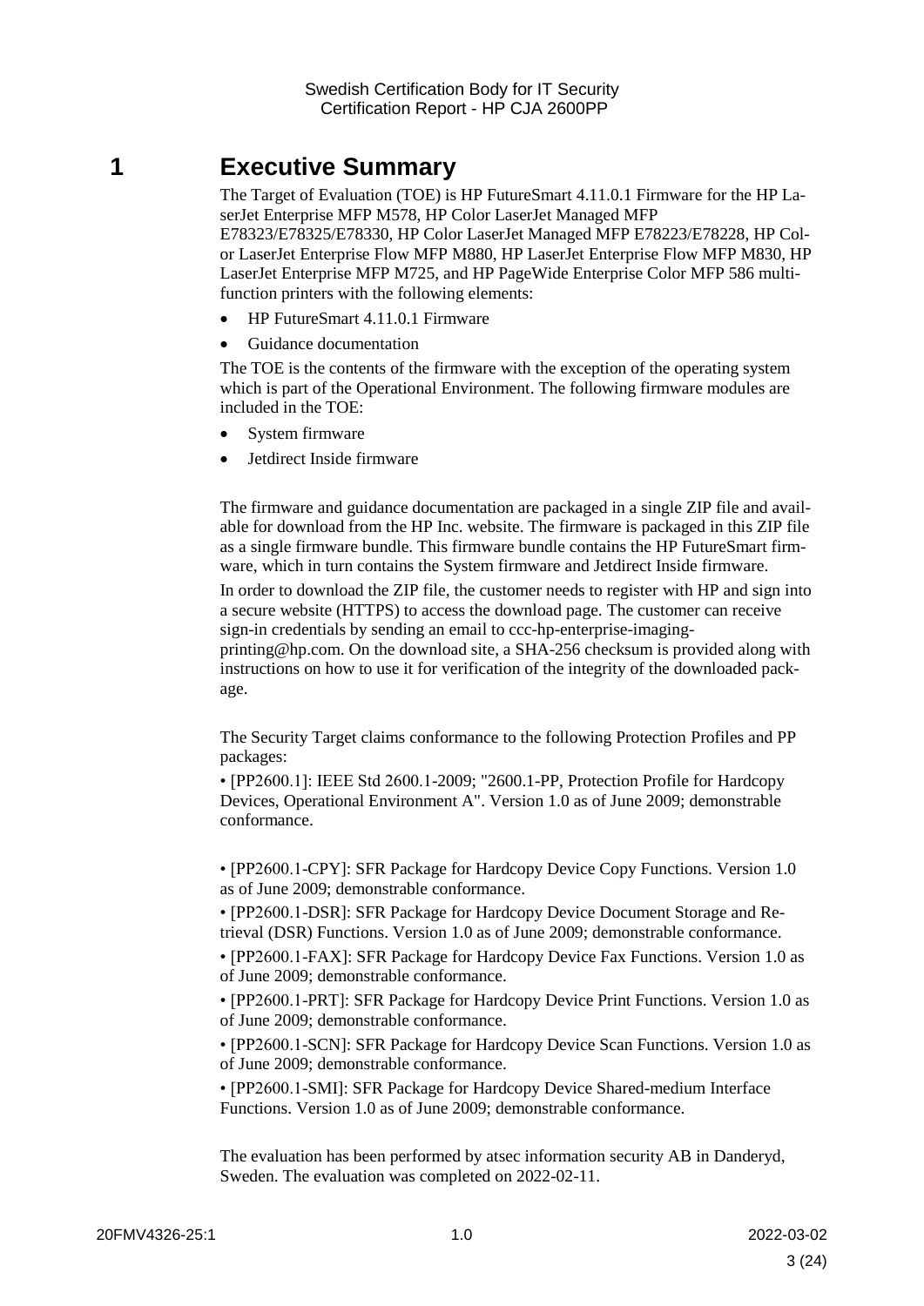# 1 Executive Summary

The Target of Evaluation (TOE) is HP FutureSmart 4.11.0.1 Firmware for the HP LaserJet Enterprise MFP M578, HP Color LaserJet Managed MFP E78323/E78325/E78330, HP Color LaserJet Managed MFP E78223/E78228, HP Color LaserJet Enterprise Flow MFP M880, HP LaserJet Enterprise Flow MFP M830, HP LaserJet Enterprise MFP M725, and HP PageWide Enterprise Color MFP 586 multifunction printers with the following elements:

- HP FutureSmart 4.11.0.1 Firmware
- Guidance documentation

The TOE is the contents of the firmware with the exception of the operating system which is part of the Operational Environment. The following firmware modules are included in the TOE:

- System firmware
- Jetdirect Inside firmware

The firmware and guidance documentation are packaged in a single ZIP file and available for download from the HP Inc. website. The firmware is packaged in this ZIP file as a single firmware bundle. This firmware bundle contains the HP FutureSmart firmware, which in turn contains the System firmware and Jetdirect Inside firmware.

In order to download the ZIP file, the customer needs to register with HP and sign into a secure website (HTTPS) to access the download page. The customer can receive sign-in credentials by sending an email to ccc-hp-enterprise-imaging-printing@hp.com. On the download site, a SHA-256 checksum is provided along with instructions on how to use it for verification of the integrity of the downloaded package.

The Security Target claims conformance to the following Protection Profiles and PP packages:

• [PP2600.1]: IEEE Std 2600.1-2009; "2600.1-PP, Protection Profile for Hardcopy Devices, Operational Environment A". Version 1.0 as of June 2009; demonstrable conformance.

• [PP2600.1-CPY]: SFR Package for Hardcopy Device Copy Functions. Version 1.0 as of June 2009; demonstrable conformance.

• [PP2600.1-DSR]: SFR Package for Hardcopy Device Document Storage and Retrieval (DSR) Functions. Version 1.0 as of June 2009; demonstrable conformance.

• [PP2600.1-FAX]: SFR Package for Hardcopy Device Fax Functions. Version 1.0 as of June 2009; demonstrable conformance.

• [PP2600.1-PRT]: SFR Package for Hardcopy Device Print Functions. Version 1.0 as of June 2009; demonstrable conformance.

• [PP2600.1-SCN]: SFR Package for Hardcopy Device Scan Functions. Version 1.0 as of June 2009; demonstrable conformance.

• [PP2600.1-SMI]: SFR Package for Hardcopy Device Shared-medium Interface Functions. Version 1.0 as of June 2009; demonstrable conformance.

The evaluation has been performed by atsec information security AB in Danderyd, Sweden. The evaluation was completed on 2022-02-11.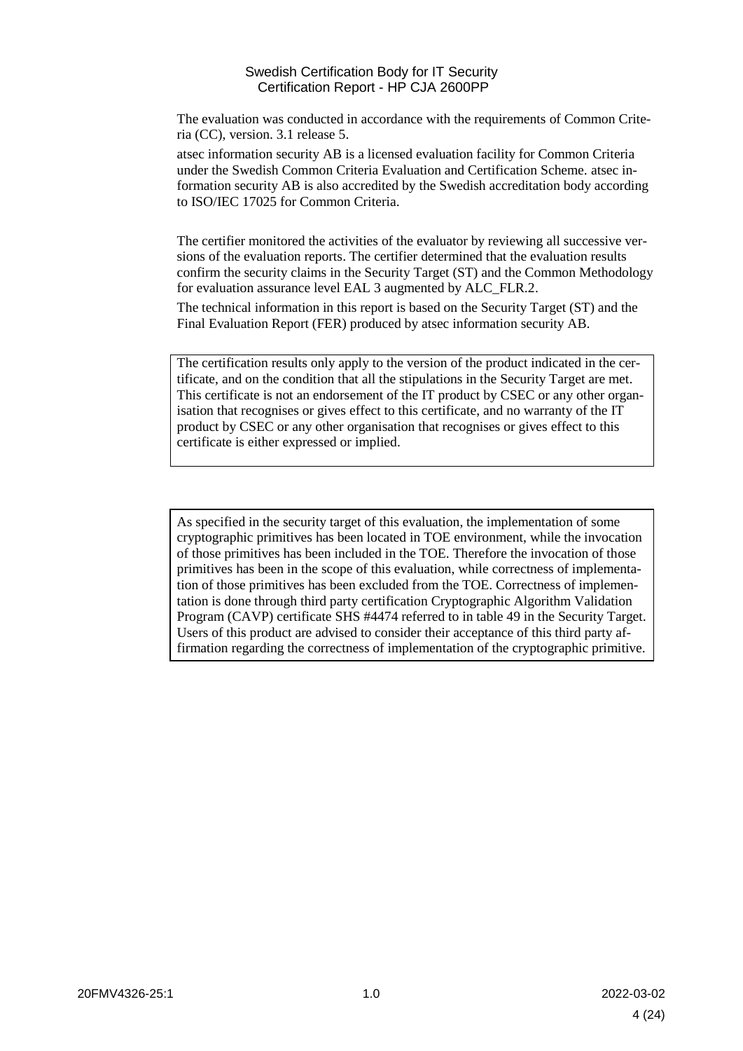The evaluation was conducted in accordance with the requirements of Common Criteria (CC), version. 3.1 release 5.

atsec information security AB is a licensed evaluation facility for Common Criteria under the Swedish Common Criteria Evaluation and Certification Scheme. atsec information security AB is also accredited by the Swedish accreditation body according to ISO/IEC 17025 for Common Criteria.

The certifier monitored the activities of the evaluator by reviewing all successive versions of the evaluation reports. The certifier determined that the evaluation results confirm the security claims in the Security Target (ST) and the Common Methodology for evaluation assurance level EAL 3 augmented by ALC_FLR.2.

The technical information in this report is based on the Security Target (ST) and the Final Evaluation Report (FER) produced by atsec information security AB.

The certification results only apply to the version of the product indicated in the certificate, and on the condition that all the stipulations in the Security Target are met. This certificate is not an endorsement of the IT product by CSEC or any other organisation that recognises or gives effect to this certificate, and no warranty of the IT product by CSEC or any other organisation that recognises or gives effect to this certificate is either expressed or implied.

As specified in the security target of this evaluation, the implementation of some cryptographic primitives has been located in TOE environment, while the invocation of those primitives has been included in the TOE. Therefore the invocation of those primitives has been in the scope of this evaluation, while correctness of implementation of those primitives has been excluded from the TOE. Correctness of implementation is done through third party certification Cryptographic Algorithm Validation Program (CAVP) certificate SHS #4474 referred to in table 49 in the Security Target. Users of this product are advised to consider their acceptance of this third party affirmation regarding the correctness of implementation of the cryptographic primitive.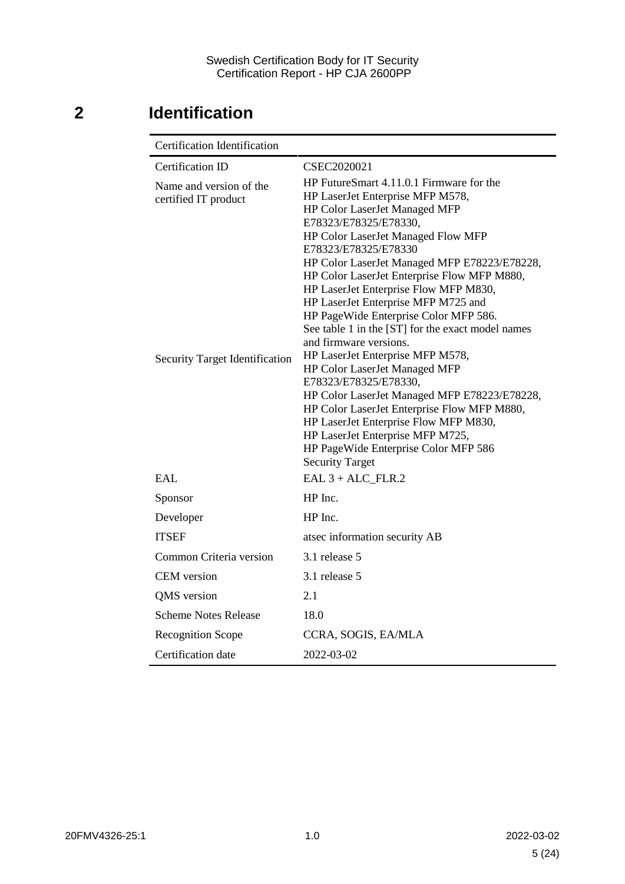# 2 Identification

| Certification Identification | |
|---|---|
| Certification ID | CSEC2020021 |
| Name and version of the certified IT product | HP FutureSmart 4.11.0.1 Firmware for the HP LaserJet Enterprise MFP M578, HP Color LaserJet Managed MFP E78323/E78325/E78330, HP Color LaserJet Managed Flow MFP E78323/E78325/E78330 HP Color LaserJet Managed MFP E78223/E78228, HP Color LaserJet Enterprise Flow MFP M880, HP LaserJet Enterprise Flow MFP M830, HP LaserJet Enterprise MFP M725 and HP PageWide Enterprise Color MFP 586. See table 1 in the [ST] for the exact model names and firmware versions. |
| Security Target Identification | HP LaserJet Enterprise MFP M578, HP Color LaserJet Managed MFP E78323/E78325/E78330, HP Color LaserJet Managed MFP E78223/E78228, HP Color LaserJet Enterprise Flow MFP M880, HP LaserJet Enterprise Flow MFP M830, HP LaserJet Enterprise MFP M725, HP PageWide Enterprise Color MFP 586 Security Target |
| EAL | EAL 3 + ALC_FLR.2 |
| Sponsor | HP Inc. |
| Developer | HP Inc. |
| ITSEF | atsec information security AB |
| Common Criteria version | 3.1 release 5 |
| CEM version | 3.1 release 5 |
| QMS version | 2.1 |
| Scheme Notes Release | 18.0 |
| Recognition Scope | CCRA, SOGIS, EA/MLA |
| Certification date | 2022-03-02 |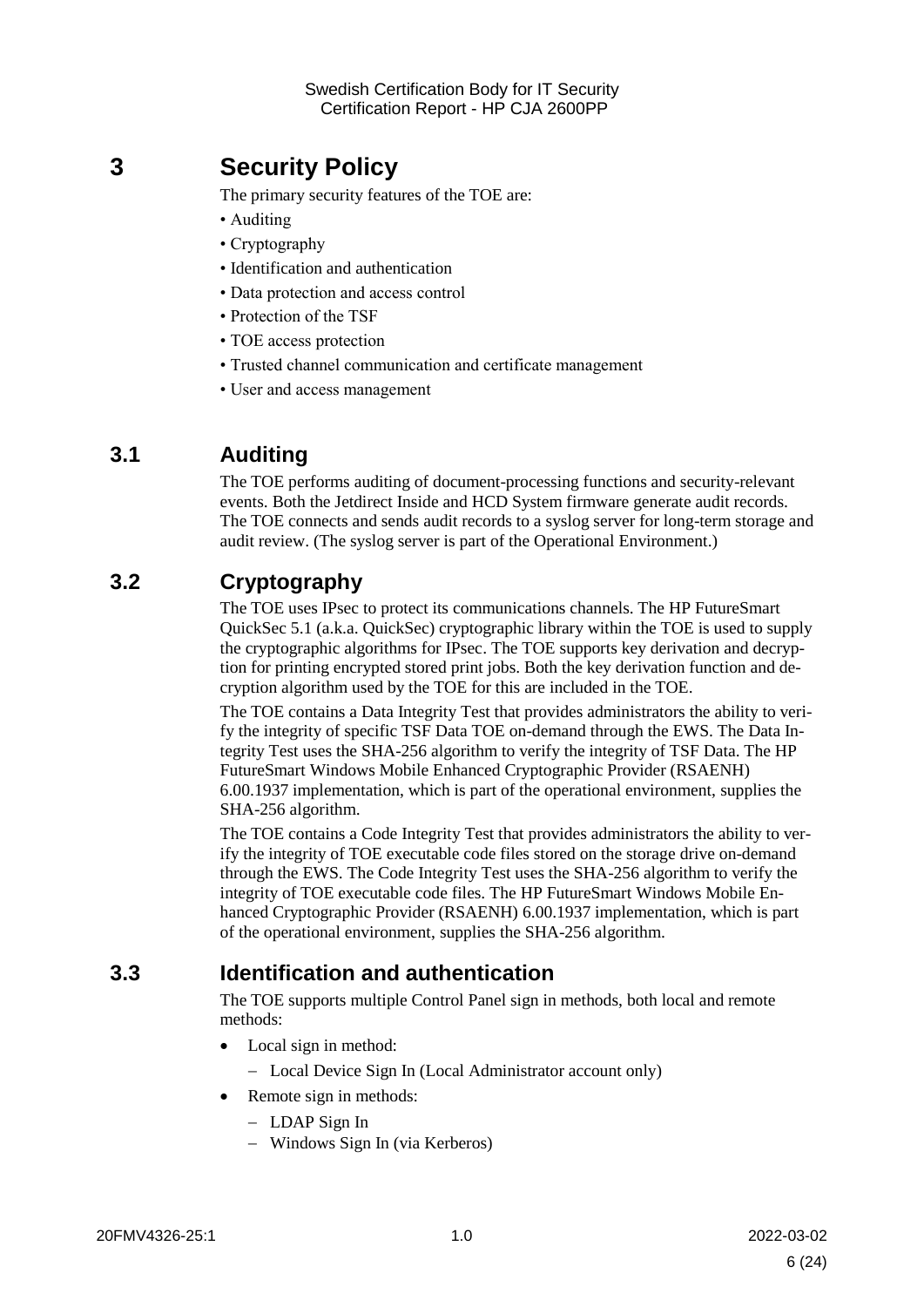# 3 Security Policy

The primary security features of the TOE are:

- Auditing
- Cryptography
- Identification and authentication
- Data protection and access control
- Protection of the TSF
- TOE access protection
- Trusted channel communication and certificate management
- User and access management

## 3.1 Auditing

The TOE performs auditing of document-processing functions and security-relevant events. Both the Jetdirect Inside and HCD System firmware generate audit records. The TOE connects and sends audit records to a syslog server for long-term storage and audit review. (The syslog server is part of the Operational Environment.)

## 3.2 Cryptography

The TOE uses IPsec to protect its communications channels. The HP FutureSmart QuickSec 5.1 (a.k.a. QuickSec) cryptographic library within the TOE is used to supply the cryptographic algorithms for IPsec. The TOE supports key derivation and decryption for printing encrypted stored print jobs. Both the key derivation function and decryption algorithm used by the TOE for this are included in the TOE.

The TOE contains a Data Integrity Test that provides administrators the ability to verify the integrity of specific TSF Data TOE on-demand through the EWS. The Data Integrity Test uses the SHA-256 algorithm to verify the integrity of TSF Data. The HP FutureSmart Windows Mobile Enhanced Cryptographic Provider (RSAENH) 6.00.1937 implementation, which is part of the operational environment, supplies the SHA-256 algorithm.

The TOE contains a Code Integrity Test that provides administrators the ability to verify the integrity of TOE executable code files stored on the storage drive on-demand through the EWS. The Code Integrity Test uses the SHA-256 algorithm to verify the integrity of TOE executable code files. The HP FutureSmart Windows Mobile Enhanced Cryptographic Provider (RSAENH) 6.00.1937 implementation, which is part of the operational environment, supplies the SHA-256 algorithm.

## 3.3 Identification and authentication

The TOE supports multiple Control Panel sign in methods, both local and remote methods:

- Local sign in method:
  - Local Device Sign In (Local Administrator account only)
- Remote sign in methods:
  - LDAP Sign In
  - Windows Sign In (via Kerberos)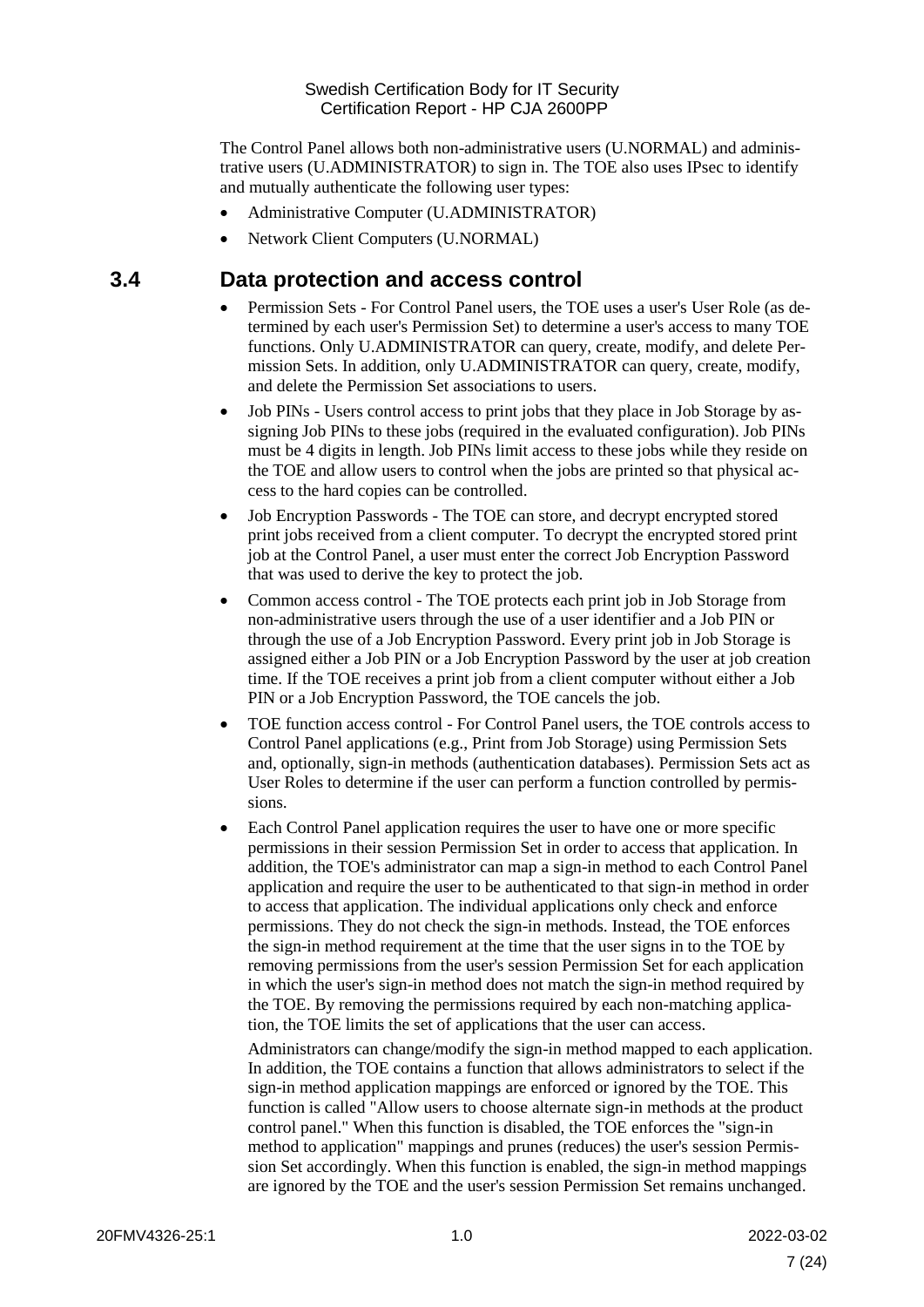The Control Panel allows both non-administrative users (U.NORMAL) and administrative users (U.ADMINISTRATOR) to sign in. The TOE also uses IPsec to identify and mutually authenticate the following user types:

- Administrative Computer (U.ADMINISTRATOR)
- Network Client Computers (U.NORMAL)

## 3.4 Data protection and access control

- Permission Sets - For Control Panel users, the TOE uses a user's User Role (as determined by each user's Permission Set) to determine a user's access to many TOE functions. Only U.ADMINISTRATOR can query, create, modify, and delete Permission Sets. In addition, only U.ADMINISTRATOR can query, create, modify, and delete the Permission Set associations to users.
- Job PINs - Users control access to print jobs that they place in Job Storage by assigning Job PINs to these jobs (required in the evaluated configuration). Job PINs must be 4 digits in length. Job PINs limit access to these jobs while they reside on the TOE and allow users to control when the jobs are printed so that physical access to the hard copies can be controlled.
- Job Encryption Passwords - The TOE can store, and decrypt encrypted stored print jobs received from a client computer. To decrypt the encrypted stored print job at the Control Panel, a user must enter the correct Job Encryption Password that was used to derive the key to protect the job.
- Common access control - The TOE protects each print job in Job Storage from non-administrative users through the use of a user identifier and a Job PIN or through the use of a Job Encryption Password. Every print job in Job Storage is assigned either a Job PIN or a Job Encryption Password by the user at job creation time. If the TOE receives a print job from a client computer without either a Job PIN or a Job Encryption Password, the TOE cancels the job.
- TOE function access control - For Control Panel users, the TOE controls access to Control Panel applications (e.g., Print from Job Storage) using Permission Sets and, optionally, sign-in methods (authentication databases). Permission Sets act as User Roles to determine if the user can perform a function controlled by permissions.
- Each Control Panel application requires the user to have one or more specific permissions in their session Permission Set in order to access that application. In addition, the TOE's administrator can map a sign-in method to each Control Panel application and require the user to be authenticated to that sign-in method in order to access that application. The individual applications only check and enforce permissions. They do not check the sign-in methods. Instead, the TOE enforces the sign-in method requirement at the time that the user signs in to the TOE by removing permissions from the user's session Permission Set for each application in which the user's sign-in method does not match the sign-in method required by the TOE. By removing the permissions required by each non-matching application, the TOE limits the set of applications that the user can access.

  Administrators can change/modify the sign-in method mapped to each application. In addition, the TOE contains a function that allows administrators to select if the sign-in method application mappings are enforced or ignored by the TOE. This function is called "Allow users to choose alternate sign-in methods at the product control panel." When this function is disabled, the TOE enforces the "sign-in method to application" mappings and prunes (reduces) the user's session Permission Set accordingly. When this function is enabled, the sign-in method mappings are ignored by the TOE and the user's session Permission Set remains unchanged.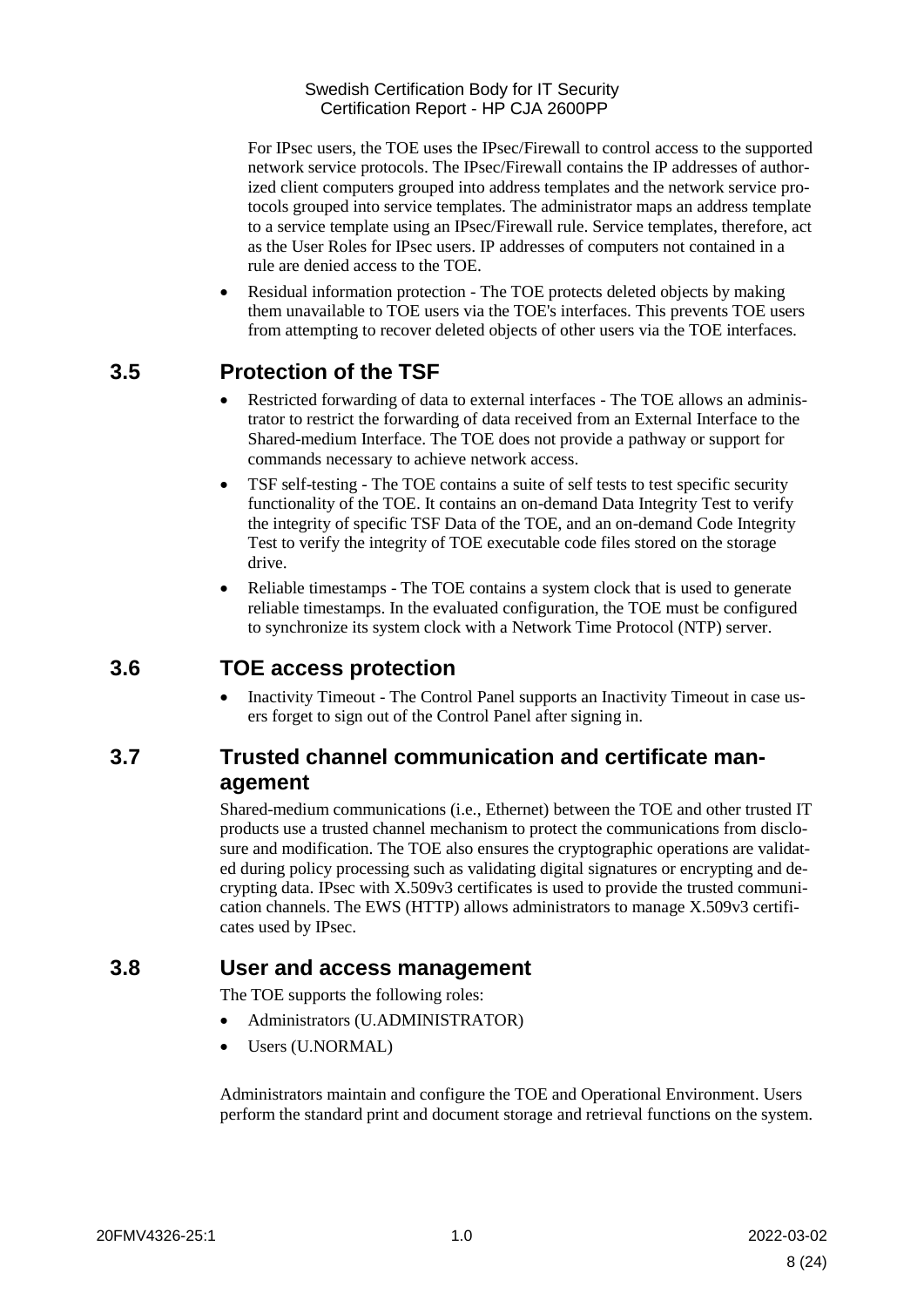For IPsec users, the TOE uses the IPsec/Firewall to control access to the supported network service protocols. The IPsec/Firewall contains the IP addresses of authorized client computers grouped into address templates and the network service protocols grouped into service templates. The administrator maps an address template to a service template using an IPsec/Firewall rule. Service templates, therefore, act as the User Roles for IPsec users. IP addresses of computers not contained in a rule are denied access to the TOE.

- Residual information protection - The TOE protects deleted objects by making them unavailable to TOE users via the TOE's interfaces. This prevents TOE users from attempting to recover deleted objects of other users via the TOE interfaces.

## 3.5 Protection of the TSF

- Restricted forwarding of data to external interfaces - The TOE allows an administrator to restrict the forwarding of data received from an External Interface to the Shared-medium Interface. The TOE does not provide a pathway or support for commands necessary to achieve network access.
- TSF self-testing - The TOE contains a suite of self tests to test specific security functionality of the TOE. It contains an on-demand Data Integrity Test to verify the integrity of specific TSF Data of the TOE, and an on-demand Code Integrity Test to verify the integrity of TOE executable code files stored on the storage drive.
- Reliable timestamps - The TOE contains a system clock that is used to generate reliable timestamps. In the evaluated configuration, the TOE must be configured to synchronize its system clock with a Network Time Protocol (NTP) server.

## 3.6 TOE access protection

- Inactivity Timeout - The Control Panel supports an Inactivity Timeout in case users forget to sign out of the Control Panel after signing in.

## 3.7 Trusted channel communication and certificate management

Shared-medium communications (i.e., Ethernet) between the TOE and other trusted IT products use a trusted channel mechanism to protect the communications from disclosure and modification. The TOE also ensures the cryptographic operations are validated during policy processing such as validating digital signatures or encrypting and decrypting data. IPsec with X.509v3 certificates is used to provide the trusted communication channels. The EWS (HTTP) allows administrators to manage X.509v3 certificates used by IPsec.

## 3.8 User and access management

The TOE supports the following roles:

- Administrators (U.ADMINISTRATOR)
- Users (U.NORMAL)

Administrators maintain and configure the TOE and Operational Environment. Users perform the standard print and document storage and retrieval functions on the system.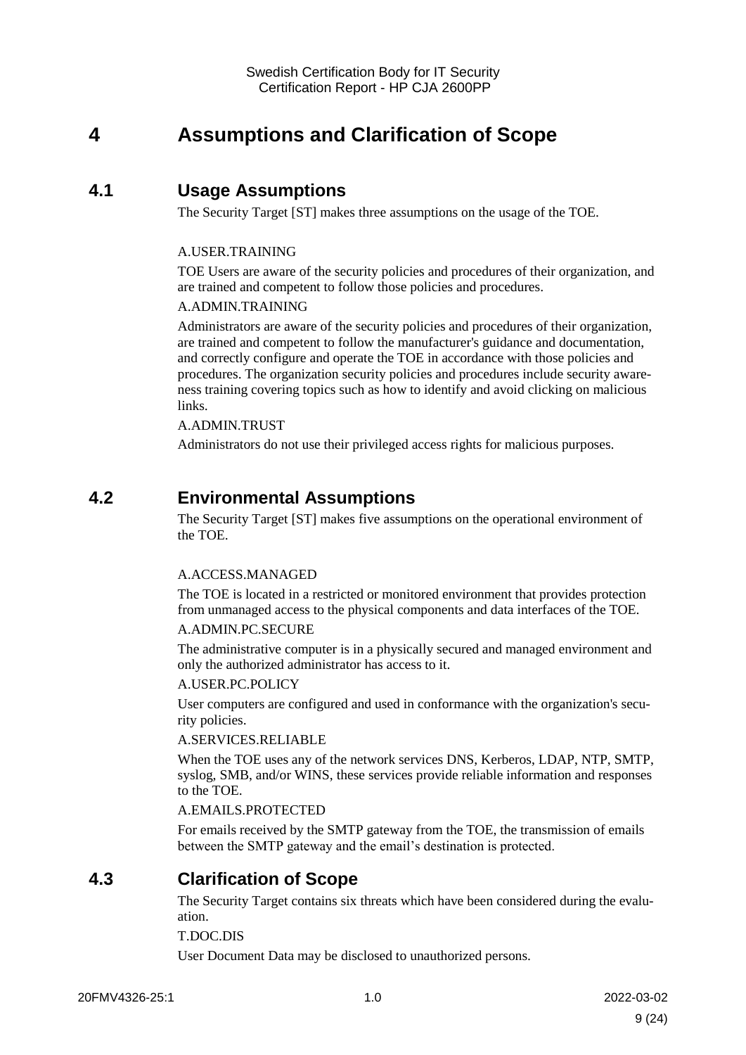# 4 Assumptions and Clarification of Scope

## 4.1 Usage Assumptions

The Security Target [ST] makes three assumptions on the usage of the TOE.

A.USER.TRAINING

TOE Users are aware of the security policies and procedures of their organization, and are trained and competent to follow those policies and procedures.

A.ADMIN.TRAINING

Administrators are aware of the security policies and procedures of their organization, are trained and competent to follow the manufacturer's guidance and documentation, and correctly configure and operate the TOE in accordance with those policies and procedures. The organization security policies and procedures include security awareness training covering topics such as how to identify and avoid clicking on malicious links.

A.ADMIN.TRUST

Administrators do not use their privileged access rights for malicious purposes.

## 4.2 Environmental Assumptions

The Security Target [ST] makes five assumptions on the operational environment of the TOE.

A.ACCESS.MANAGED

The TOE is located in a restricted or monitored environment that provides protection from unmanaged access to the physical components and data interfaces of the TOE.

A.ADMIN.PC.SECURE

The administrative computer is in a physically secured and managed environment and only the authorized administrator has access to it.

A.USER.PC.POLICY

User computers are configured and used in conformance with the organization's security policies.

A.SERVICES.RELIABLE

When the TOE uses any of the network services DNS, Kerberos, LDAP, NTP, SMTP, syslog, SMB, and/or WINS, these services provide reliable information and responses to the TOE.

A.EMAILS.PROTECTED

For emails received by the SMTP gateway from the TOE, the transmission of emails between the SMTP gateway and the email's destination is protected.

## 4.3 Clarification of Scope

The Security Target contains six threats which have been considered during the evaluation.

T.DOC.DIS

User Document Data may be disclosed to unauthorized persons.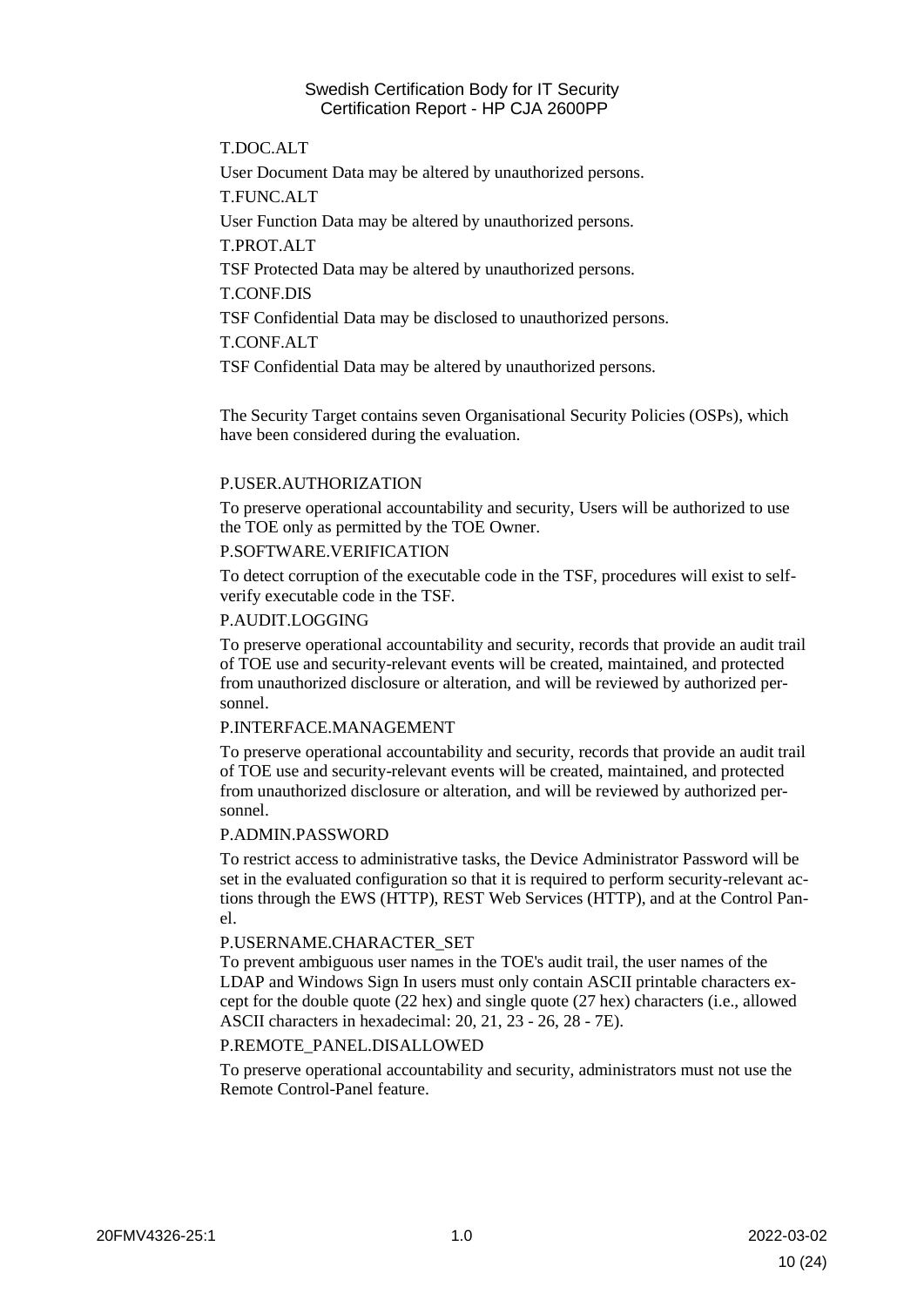T.DOC.ALT

User Document Data may be altered by unauthorized persons.

T.FUNC.ALT

User Function Data may be altered by unauthorized persons.

T.PROT.ALT

TSF Protected Data may be altered by unauthorized persons.

T.CONF.DIS

TSF Confidential Data may be disclosed to unauthorized persons.

T.CONF.ALT

TSF Confidential Data may be altered by unauthorized persons.

The Security Target contains seven Organisational Security Policies (OSPs), which have been considered during the evaluation.

P.USER.AUTHORIZATION

To preserve operational accountability and security, Users will be authorized to use the TOE only as permitted by the TOE Owner.

P.SOFTWARE.VERIFICATION

To detect corruption of the executable code in the TSF, procedures will exist to self-verify executable code in the TSF.

P.AUDIT.LOGGING

To preserve operational accountability and security, records that provide an audit trail of TOE use and security-relevant events will be created, maintained, and protected from unauthorized disclosure or alteration, and will be reviewed by authorized personnel.

P.INTERFACE.MANAGEMENT

To preserve operational accountability and security, records that provide an audit trail of TOE use and security-relevant events will be created, maintained, and protected from unauthorized disclosure or alteration, and will be reviewed by authorized personnel.

P.ADMIN.PASSWORD

To restrict access to administrative tasks, the Device Administrator Password will be set in the evaluated configuration so that it is required to perform security-relevant actions through the EWS (HTTP), REST Web Services (HTTP), and at the Control Panel.

P.USERNAME.CHARACTER_SET

To prevent ambiguous user names in the TOE's audit trail, the user names of the LDAP and Windows Sign In users must only contain ASCII printable characters except for the double quote (22 hex) and single quote (27 hex) characters (i.e., allowed ASCII characters in hexadecimal: 20, 21, 23 - 26, 28 - 7E).

P.REMOTE_PANEL.DISALLOWED

To preserve operational accountability and security, administrators must not use the Remote Control-Panel feature.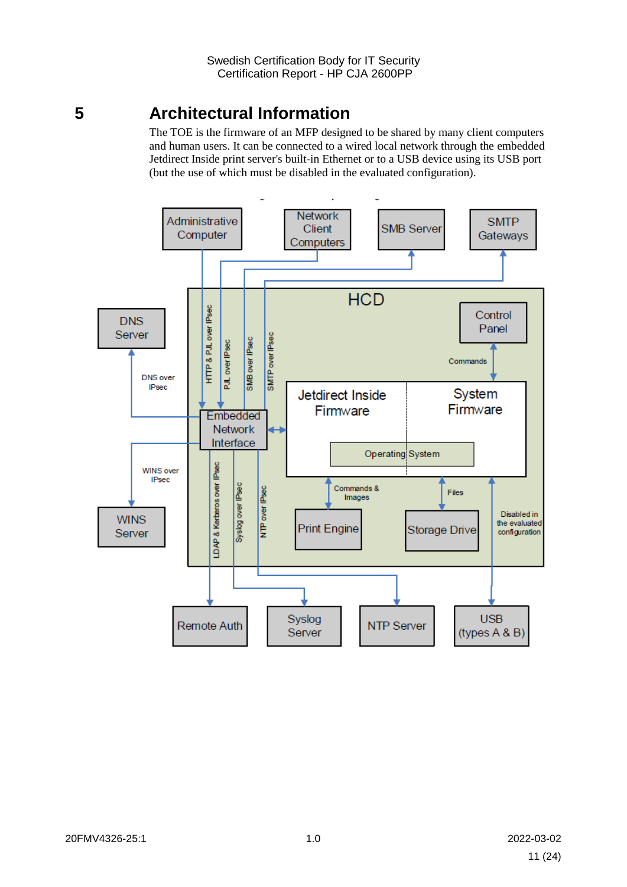# 5 Architectural Information

The TOE is the firmware of an MFP designed to be shared by many client computers and human users. It can be connected to a wired local network through the embedded Jetdirect Inside print server's built-in Ethernet or to a USB device using its USB port (but the use of which must be disabled in the evaluated configuration).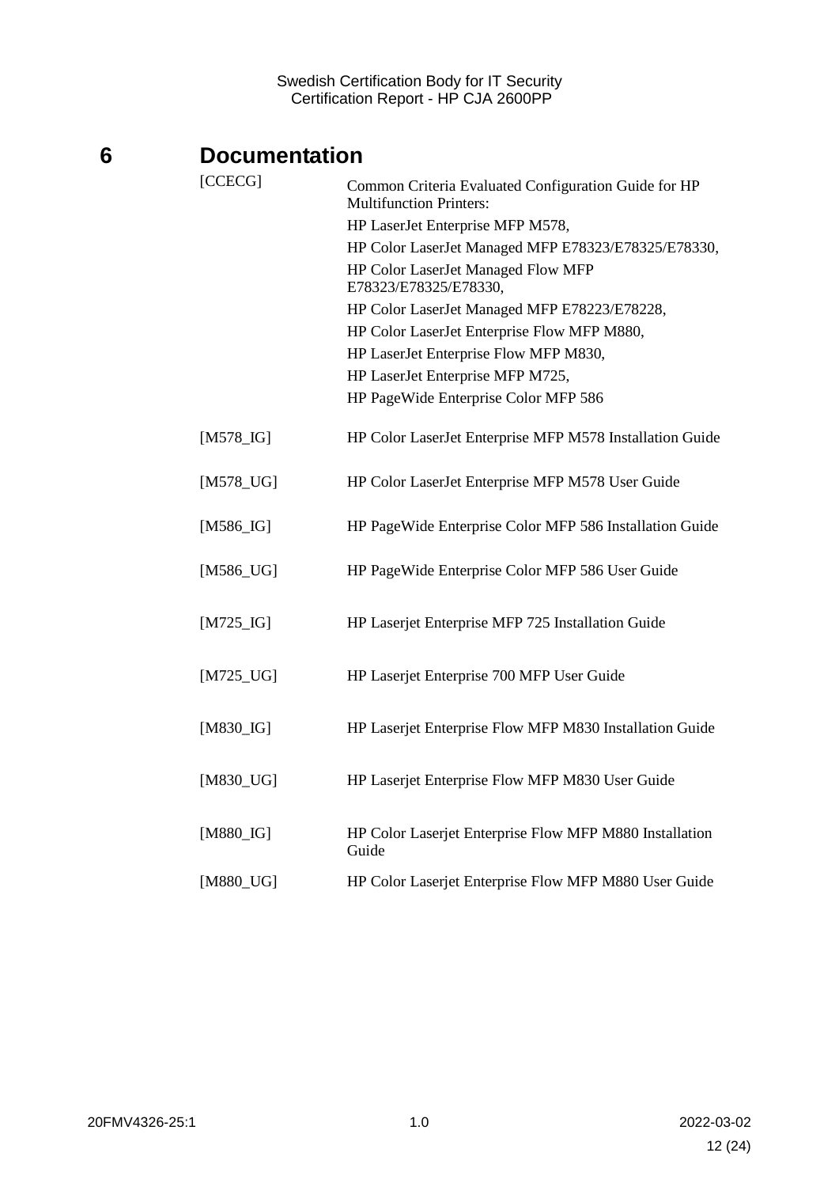# 6 Documentation

| | |
|---|---|
| [CCECG] | Common Criteria Evaluated Configuration Guide for HP Multifunction Printers:<br>HP LaserJet Enterprise MFP M578,<br>HP Color LaserJet Managed MFP E78323/E78325/E78330,<br>HP Color LaserJet Managed Flow MFP E78323/E78325/E78330,<br>HP Color LaserJet Managed MFP E78223/E78228,<br>HP Color LaserJet Enterprise Flow MFP M880,<br>HP LaserJet Enterprise Flow MFP M830,<br>HP LaserJet Enterprise MFP M725,<br>HP PageWide Enterprise Color MFP 586 |
| [M578_IG] | HP Color LaserJet Enterprise MFP M578 Installation Guide |
| [M578_UG] | HP Color LaserJet Enterprise MFP M578 User Guide |
| [M586_IG] | HP PageWide Enterprise Color MFP 586 Installation Guide |
| [M586_UG] | HP PageWide Enterprise Color MFP 586 User Guide |
| [M725_IG] | HP Laserjet Enterprise MFP 725 Installation Guide |
| [M725_UG] | HP Laserjet Enterprise 700 MFP User Guide |
| [M830_IG] | HP Laserjet Enterprise Flow MFP M830 Installation Guide |
| [M830_UG] | HP Laserjet Enterprise Flow MFP M830 User Guide |
| [M880_IG] | HP Color Laserjet Enterprise Flow MFP M880 Installation Guide |
| [M880_UG] | HP Color Laserjet Enterprise Flow MFP M880 User Guide |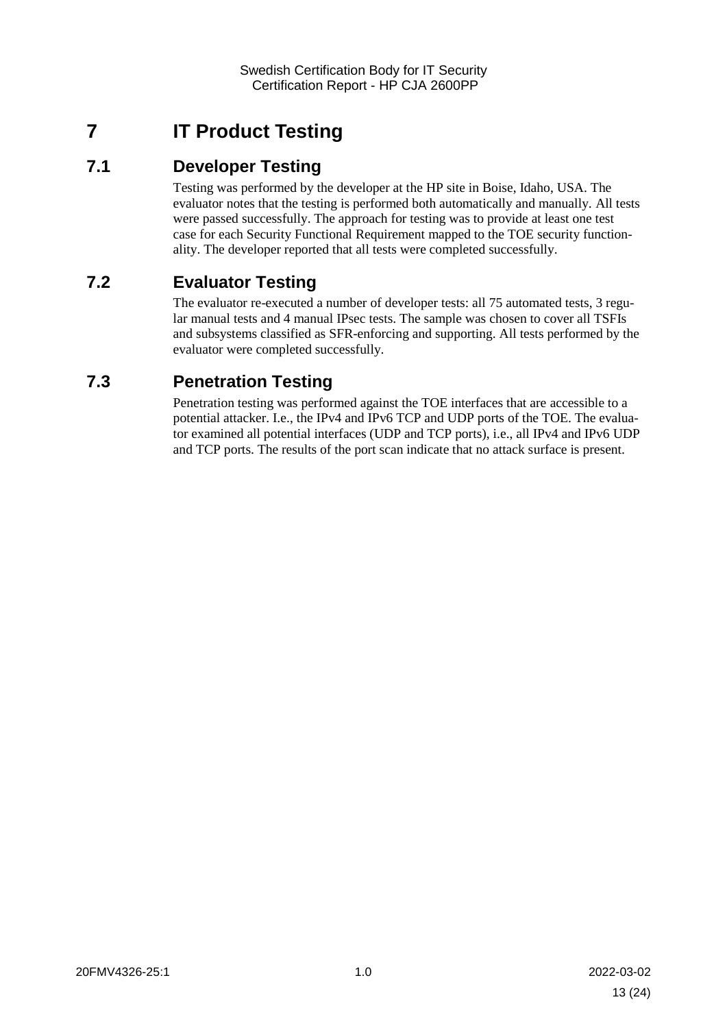# 7 IT Product Testing

## 7.1 Developer Testing

Testing was performed by the developer at the HP site in Boise, Idaho, USA. The evaluator notes that the testing is performed both automatically and manually. All tests were passed successfully. The approach for testing was to provide at least one test case for each Security Functional Requirement mapped to the TOE security functionality. The developer reported that all tests were completed successfully.

## 7.2 Evaluator Testing

The evaluator re-executed a number of developer tests: all 75 automated tests, 3 regular manual tests and 4 manual IPsec tests. The sample was chosen to cover all TSFIs and subsystems classified as SFR-enforcing and supporting. All tests performed by the evaluator were completed successfully.

## 7.3 Penetration Testing

Penetration testing was performed against the TOE interfaces that are accessible to a potential attacker. I.e., the IPv4 and IPv6 TCP and UDP ports of the TOE. The evaluator examined all potential interfaces (UDP and TCP ports), i.e., all IPv4 and IPv6 UDP and TCP ports. The results of the port scan indicate that no attack surface is present.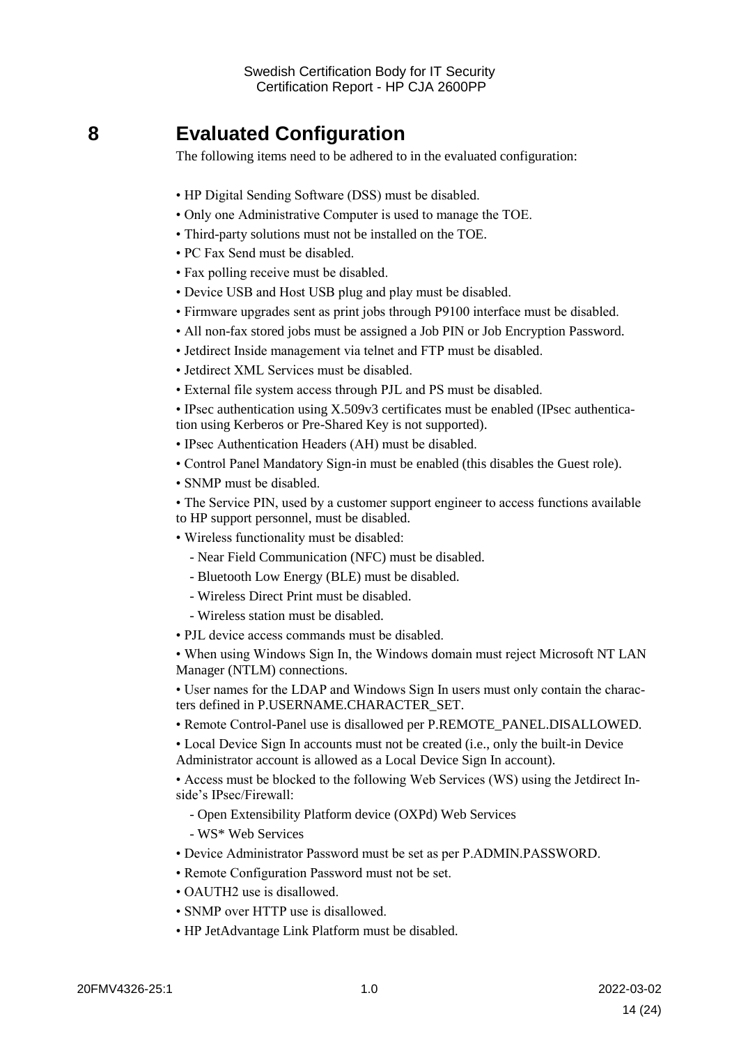# 8 Evaluated Configuration

The following items need to be adhered to in the evaluated configuration:

- HP Digital Sending Software (DSS) must be disabled.
- Only one Administrative Computer is used to manage the TOE.
- Third-party solutions must not be installed on the TOE.
- PC Fax Send must be disabled.
- Fax polling receive must be disabled.
- Device USB and Host USB plug and play must be disabled.
- Firmware upgrades sent as print jobs through P9100 interface must be disabled.
- All non-fax stored jobs must be assigned a Job PIN or Job Encryption Password.
- Jetdirect Inside management via telnet and FTP must be disabled.
- Jetdirect XML Services must be disabled.
- External file system access through PJL and PS must be disabled.
- IPsec authentication using X.509v3 certificates must be enabled (IPsec authentication using Kerberos or Pre-Shared Key is not supported).
- IPsec Authentication Headers (AH) must be disabled.
- Control Panel Mandatory Sign-in must be enabled (this disables the Guest role).
- SNMP must be disabled.
- The Service PIN, used by a customer support engineer to access functions available to HP support personnel, must be disabled.
- Wireless functionality must be disabled:
  - Near Field Communication (NFC) must be disabled.
  - Bluetooth Low Energy (BLE) must be disabled.
  - Wireless Direct Print must be disabled.
  - Wireless station must be disabled.
- PJL device access commands must be disabled.
- When using Windows Sign In, the Windows domain must reject Microsoft NT LAN Manager (NTLM) connections.
- User names for the LDAP and Windows Sign In users must only contain the characters defined in P.USERNAME.CHARACTER_SET.
- Remote Control-Panel use is disallowed per P.REMOTE_PANEL.DISALLOWED.
- Local Device Sign In accounts must not be created (i.e., only the built-in Device Administrator account is allowed as a Local Device Sign In account).
- Access must be blocked to the following Web Services (WS) using the Jetdirect Inside's IPsec/Firewall:
  - Open Extensibility Platform device (OXPd) Web Services
  - WS* Web Services
- Device Administrator Password must be set as per P.ADMIN.PASSWORD.
- Remote Configuration Password must not be set.
- OAUTH2 use is disallowed.
- SNMP over HTTP use is disallowed.
- HP JetAdvantage Link Platform must be disabled.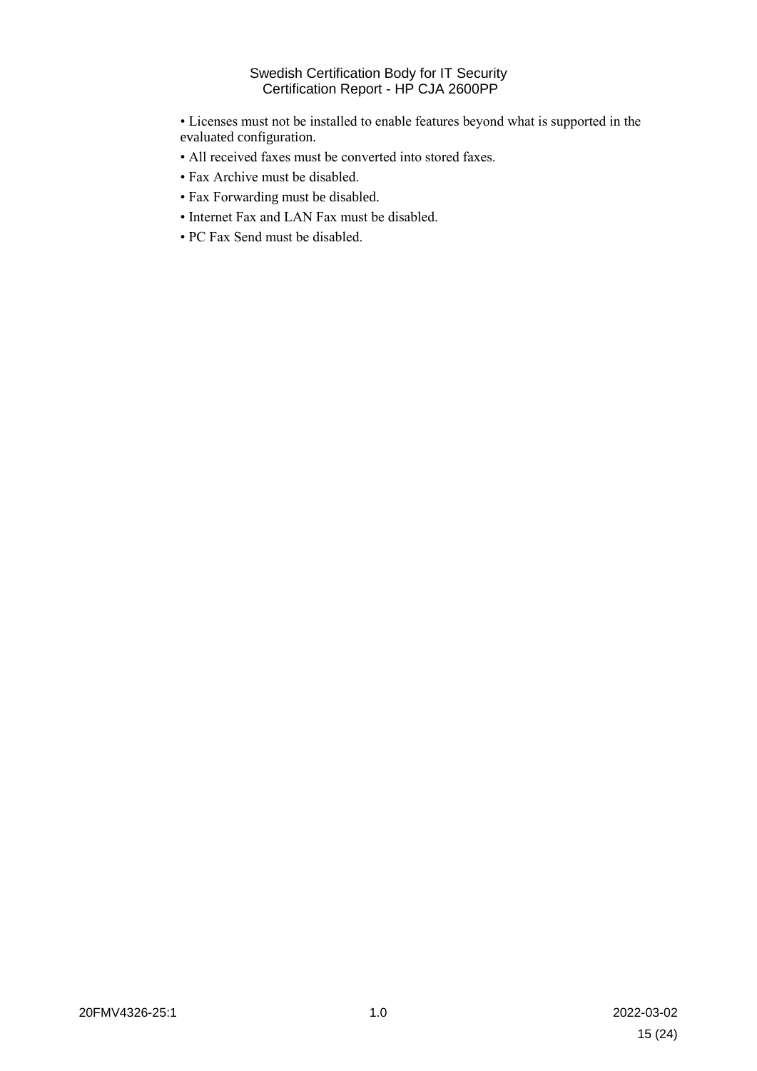- Licenses must not be installed to enable features beyond what is supported in the evaluated configuration.
- All received faxes must be converted into stored faxes.
- Fax Archive must be disabled.
- Fax Forwarding must be disabled.
- Internet Fax and LAN Fax must be disabled.
- PC Fax Send must be disabled.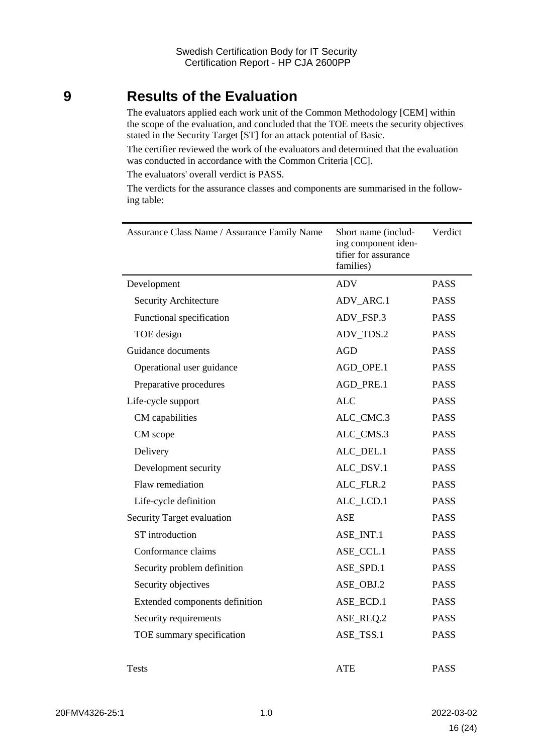# 9 Results of the Evaluation

The evaluators applied each work unit of the Common Methodology [CEM] within the scope of the evaluation, and concluded that the TOE meets the security objectives stated in the Security Target [ST] for an attack potential of Basic.

The certifier reviewed the work of the evaluators and determined that the evaluation was conducted in accordance with the Common Criteria [CC].

The evaluators' overall verdict is PASS.

The verdicts for the assurance classes and components are summarised in the following table:

| Assurance Class Name / Assurance Family Name | Short name (including component identifier for assurance families) | Verdict |
|---|---|---|
| Development | ADV | PASS |
| Security Architecture | ADV_ARC.1 | PASS |
| Functional specification | ADV_FSP.3 | PASS |
| TOE design | ADV_TDS.2 | PASS |
| Guidance documents | AGD | PASS |
| Operational user guidance | AGD_OPE.1 | PASS |
| Preparative procedures | AGD_PRE.1 | PASS |
| Life-cycle support | ALC | PASS |
| CM capabilities | ALC_CMC.3 | PASS |
| CM scope | ALC_CMS.3 | PASS |
| Delivery | ALC_DEL.1 | PASS |
| Development security | ALC_DSV.1 | PASS |
| Flaw remediation | ALC_FLR.2 | PASS |
| Life-cycle definition | ALC_LCD.1 | PASS |
| Security Target evaluation | ASE | PASS |
| ST introduction | ASE_INT.1 | PASS |
| Conformance claims | ASE_CCL.1 | PASS |
| Security problem definition | ASE_SPD.1 | PASS |
| Security objectives | ASE_OBJ.2 | PASS |
| Extended components definition | ASE_ECD.1 | PASS |
| Security requirements | ASE_REQ.2 | PASS |
| TOE summary specification | ASE_TSS.1 | PASS |
| Tests | ATE | PASS |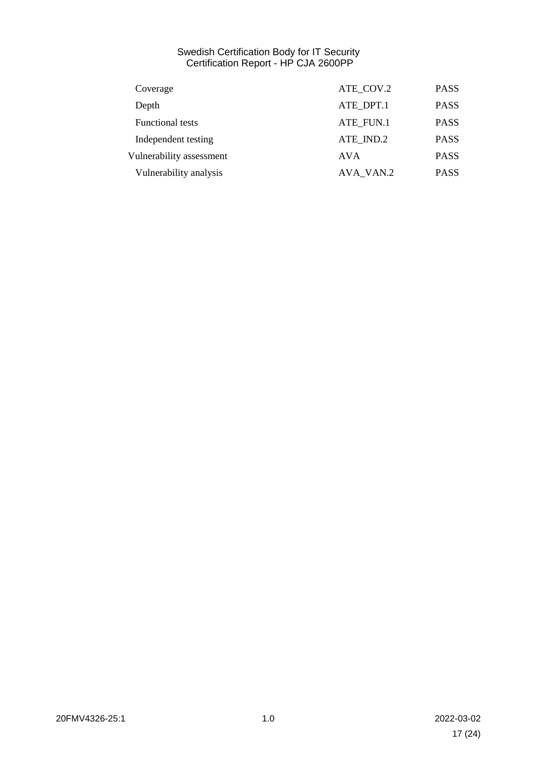| | | |
|---|---|---|
| Coverage | ATE_COV.2 | PASS |
| Depth | ATE_DPT.1 | PASS |
| Functional tests | ATE_FUN.1 | PASS |
| Independent testing | ATE_IND.2 | PASS |
| Vulnerability assessment | AVA | PASS |
| Vulnerability analysis | AVA_VAN.2 | PASS |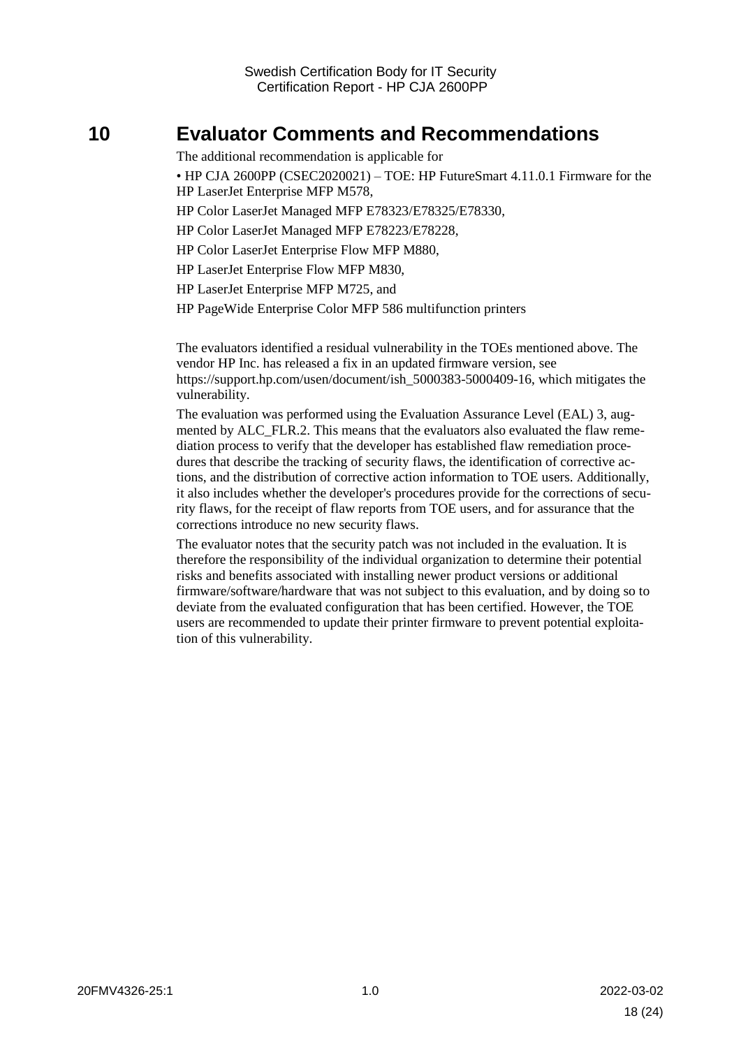# 10 Evaluator Comments and Recommendations

The additional recommendation is applicable for

- HP CJA 2600PP (CSEC2020021) – TOE: HP FutureSmart 4.11.0.1 Firmware for the HP LaserJet Enterprise MFP M578,

HP Color LaserJet Managed MFP E78323/E78325/E78330,

HP Color LaserJet Managed MFP E78223/E78228,

HP Color LaserJet Enterprise Flow MFP M880,

HP LaserJet Enterprise Flow MFP M830,

HP LaserJet Enterprise MFP M725, and

HP PageWide Enterprise Color MFP 586 multifunction printers

The evaluators identified a residual vulnerability in the TOEs mentioned above. The vendor HP Inc. has released a fix in an updated firmware version, see https://support.hp.com/usen/document/ish_5000383-5000409-16, which mitigates the vulnerability.

The evaluation was performed using the Evaluation Assurance Level (EAL) 3, augmented by ALC_FLR.2. This means that the evaluators also evaluated the flaw remediation process to verify that the developer has established flaw remediation procedures that describe the tracking of security flaws, the identification of corrective actions, and the distribution of corrective action information to TOE users. Additionally, it also includes whether the developer's procedures provide for the corrections of security flaws, for the receipt of flaw reports from TOE users, and for assurance that the corrections introduce no new security flaws.

The evaluator notes that the security patch was not included in the evaluation. It is therefore the responsibility of the individual organization to determine their potential risks and benefits associated with installing newer product versions or additional firmware/software/hardware that was not subject to this evaluation, and by doing so to deviate from the evaluated configuration that has been certified. However, the TOE users are recommended to update their printer firmware to prevent potential exploitation of this vulnerability.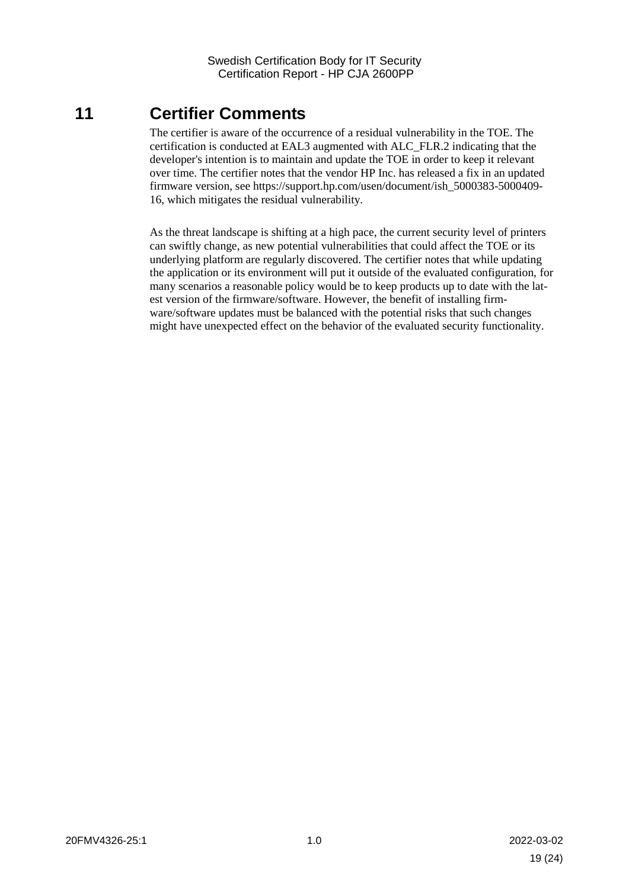# 11 Certifier Comments

The certifier is aware of the occurrence of a residual vulnerability in the TOE. The certification is conducted at EAL3 augmented with ALC_FLR.2 indicating that the developer's intention is to maintain and update the TOE in order to keep it relevant over time. The certifier notes that the vendor HP Inc. has released a fix in an updated firmware version, see https://support.hp.com/usen/document/ish_5000383-5000409-16, which mitigates the residual vulnerability.

As the threat landscape is shifting at a high pace, the current security level of printers can swiftly change, as new potential vulnerabilities that could affect the TOE or its underlying platform are regularly discovered. The certifier notes that while updating the application or its environment will put it outside of the evaluated configuration, for many scenarios a reasonable policy would be to keep products up to date with the latest version of the firmware/software. However, the benefit of installing firmware/software updates must be balanced with the potential risks that such changes might have unexpected effect on the behavior of the evaluated security functionality.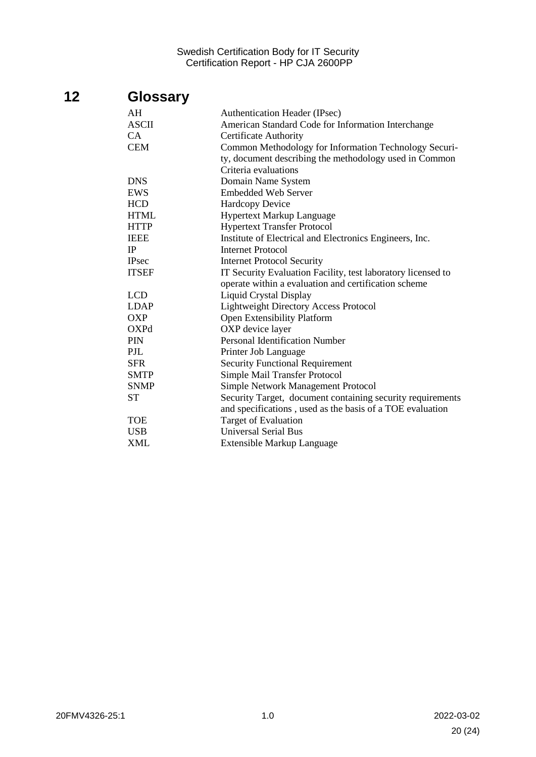# 12 Glossary

| | |
|---|---|
| AH | Authentication Header (IPsec) |
| ASCII | American Standard Code for Information Interchange |
| CA | Certificate Authority |
| CEM | Common Methodology for Information Technology Security, document describing the methodology used in Common Criteria evaluations |
| DNS | Domain Name System |
| EWS | Embedded Web Server |
| HCD | Hardcopy Device |
| HTML | Hypertext Markup Language |
| HTTP | Hypertext Transfer Protocol |
| IEEE | Institute of Electrical and Electronics Engineers, Inc. |
| IP | Internet Protocol |
| IPsec | Internet Protocol Security |
| ITSEF | IT Security Evaluation Facility, test laboratory licensed to operate within a evaluation and certification scheme |
| LCD | Liquid Crystal Display |
| LDAP | Lightweight Directory Access Protocol |
| OXP | Open Extensibility Platform |
| OXPd | OXP device layer |
| PIN | Personal Identification Number |
| PJL | Printer Job Language |
| SFR | Security Functional Requirement |
| SMTP | Simple Mail Transfer Protocol |
| SNMP | Simple Network Management Protocol |
| ST | Security Target, document containing security requirements and specifications , used as the basis of a TOE evaluation |
| TOE | Target of Evaluation |
| USB | Universal Serial Bus |
| XML | Extensible Markup Language |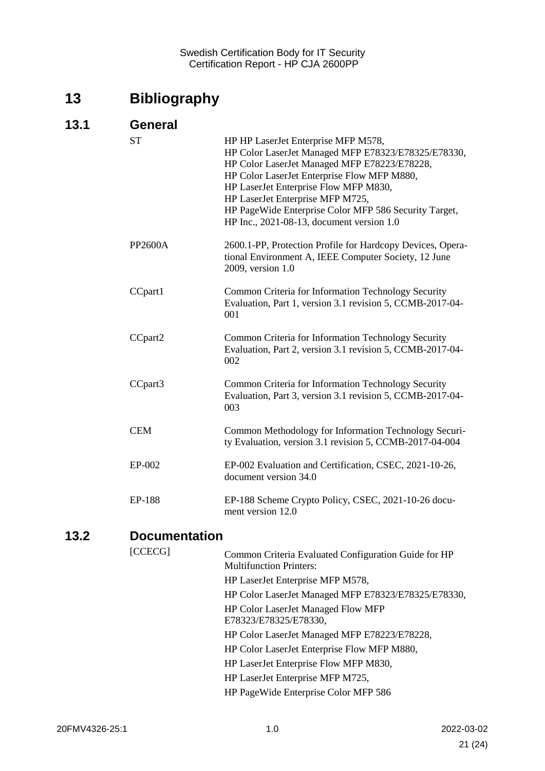# 13 Bibliography

## 13.1 General

| | |
|---|---|
| ST | HP HP LaserJet Enterprise MFP M578, HP Color LaserJet Managed MFP E78323/E78325/E78330, HP Color LaserJet Managed MFP E78223/E78228, HP Color LaserJet Enterprise Flow MFP M880, HP LaserJet Enterprise Flow MFP M830, HP LaserJet Enterprise MFP M725, HP PageWide Enterprise Color MFP 586 Security Target, HP Inc., 2021-08-13, document version 1.0 |
| PP2600A | 2600.1-PP, Protection Profile for Hardcopy Devices, Operational Environment A, IEEE Computer Society, 12 June 2009, version 1.0 |
| CCpart1 | Common Criteria for Information Technology Security Evaluation, Part 1, version 3.1 revision 5, CCMB-2017-04-001 |
| CCpart2 | Common Criteria for Information Technology Security Evaluation, Part 2, version 3.1 revision 5, CCMB-2017-04-002 |
| CCpart3 | Common Criteria for Information Technology Security Evaluation, Part 3, version 3.1 revision 5, CCMB-2017-04-003 |
| CEM | Common Methodology for Information Technology Security Evaluation, version 3.1 revision 5, CCMB-2017-04-004 |
| EP-002 | EP-002 Evaluation and Certification, CSEC, 2021-10-26, document version 34.0 |
| EP-188 | EP-188 Scheme Crypto Policy, CSEC, 2021-10-26 document version 12.0 |

## 13.2 Documentation

| | |
|---|---|
| [CCECG] | Common Criteria Evaluated Configuration Guide for HP Multifunction Printers:<br>HP LaserJet Enterprise MFP M578,<br>HP Color LaserJet Managed MFP E78323/E78325/E78330,<br>HP Color LaserJet Managed Flow MFP E78323/E78325/E78330,<br>HP Color LaserJet Managed MFP E78223/E78228,<br>HP Color LaserJet Enterprise Flow MFP M880,<br>HP LaserJet Enterprise Flow MFP M830,<br>HP LaserJet Enterprise MFP M725,<br>HP PageWide Enterprise Color MFP 586 |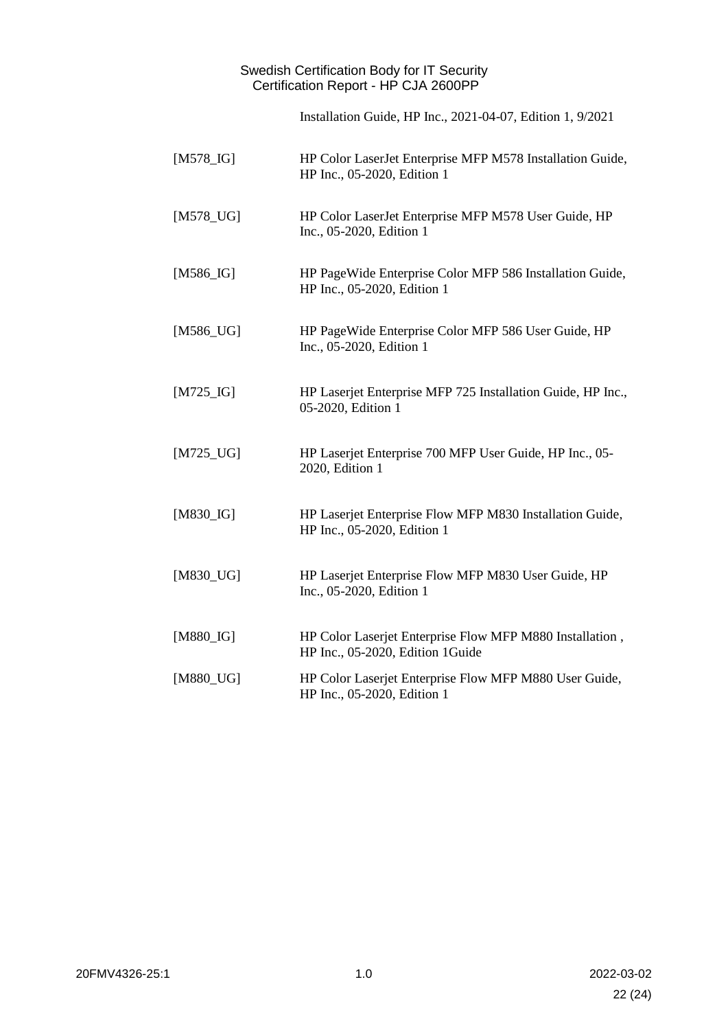Installation Guide, HP Inc., 2021-04-07, Edition 1, 9/2021

| | |
|---|---|
| [M578_IG] | HP Color LaserJet Enterprise MFP M578 Installation Guide, HP Inc., 05-2020, Edition 1 |
| [M578_UG] | HP Color LaserJet Enterprise MFP M578 User Guide, HP Inc., 05-2020, Edition 1 |
| [M586_IG] | HP PageWide Enterprise Color MFP 586 Installation Guide, HP Inc., 05-2020, Edition 1 |
| [M586_UG] | HP PageWide Enterprise Color MFP 586 User Guide, HP Inc., 05-2020, Edition 1 |
| [M725_IG] | HP Laserjet Enterprise MFP 725 Installation Guide, HP Inc., 05-2020, Edition 1 |
| [M725_UG] | HP Laserjet Enterprise 700 MFP User Guide, HP Inc., 05-2020, Edition 1 |
| [M830_IG] | HP Laserjet Enterprise Flow MFP M830 Installation Guide, HP Inc., 05-2020, Edition 1 |
| [M830_UG] | HP Laserjet Enterprise Flow MFP M830 User Guide, HP Inc., 05-2020, Edition 1 |
| [M880_IG] | HP Color Laserjet Enterprise Flow MFP M880 Installation , HP Inc., 05-2020, Edition 1Guide |
| [M880_UG] | HP Color Laserjet Enterprise Flow MFP M880 User Guide, HP Inc., 05-2020, Edition 1 |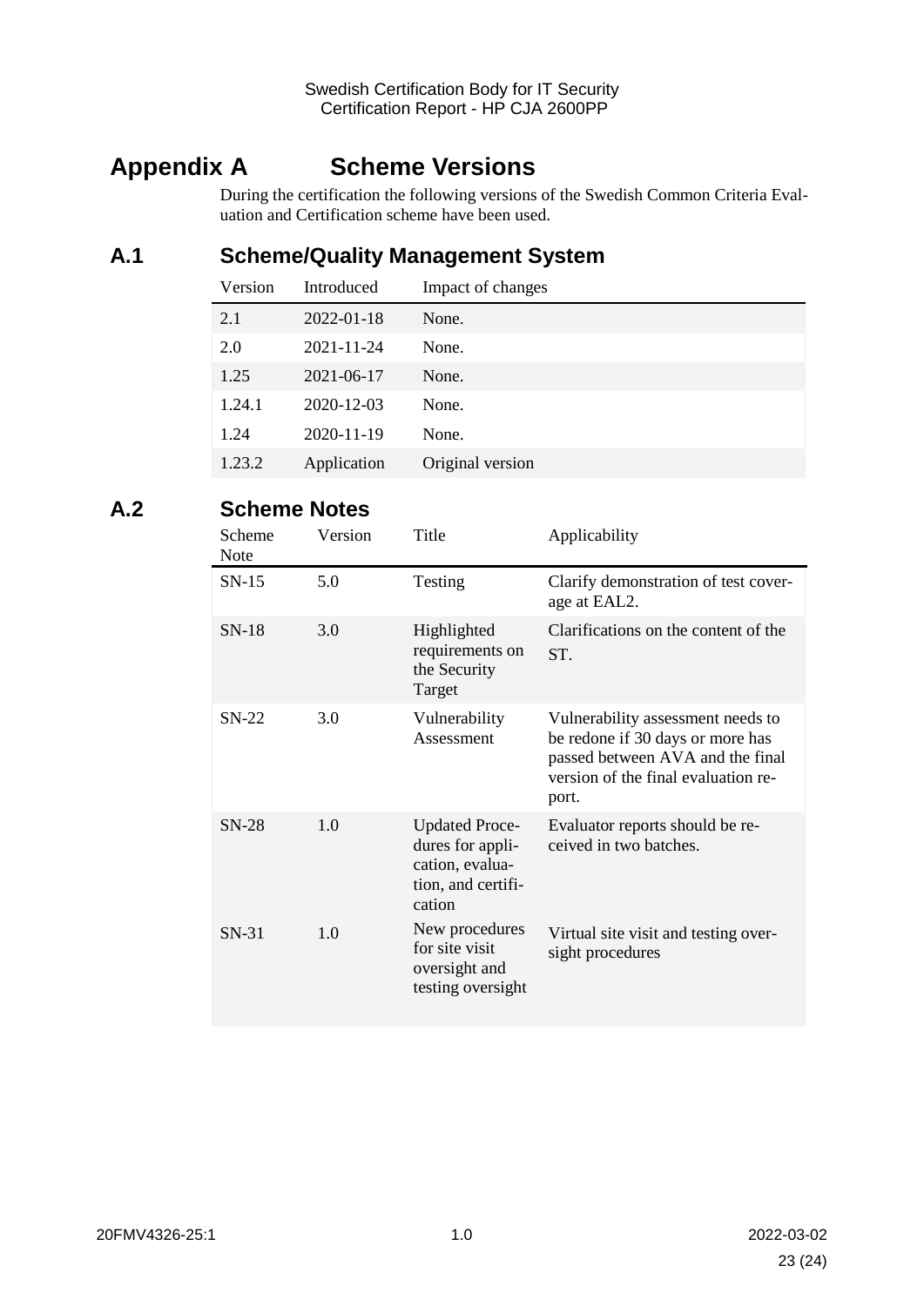# Appendix A Scheme Versions

During the certification the following versions of the Swedish Common Criteria Evaluation and Certification scheme have been used.

## A.1 Scheme/Quality Management System

| Version | Introduced | Impact of changes |
|---|---|---|
| 2.1 | 2022-01-18 | None. |
| 2.0 | 2021-11-24 | None. |
| 1.25 | 2021-06-17 | None. |
| 1.24.1 | 2020-12-03 | None. |
| 1.24 | 2020-11-19 | None. |
| 1.23.2 | Application | Original version |

## A.2 Scheme Notes

| Scheme Note | Version | Title | Applicability |
|---|---|---|---|
| SN-15 | 5.0 | Testing | Clarify demonstration of test coverage at EAL2. |
| SN-18 | 3.0 | Highlighted requirements on the Security Target | Clarifications on the content of the ST. |
| SN-22 | 3.0 | Vulnerability Assessment | Vulnerability assessment needs to be redone if 30 days or more has passed between AVA and the final version of the final evaluation report. |
| SN-28 | 1.0 | Updated Procedures for application, evaluation, and certification | Evaluator reports should be received in two batches. |
| SN-31 | 1.0 | New procedures for site visit oversight and testing oversight | Virtual site visit and testing oversight procedures |